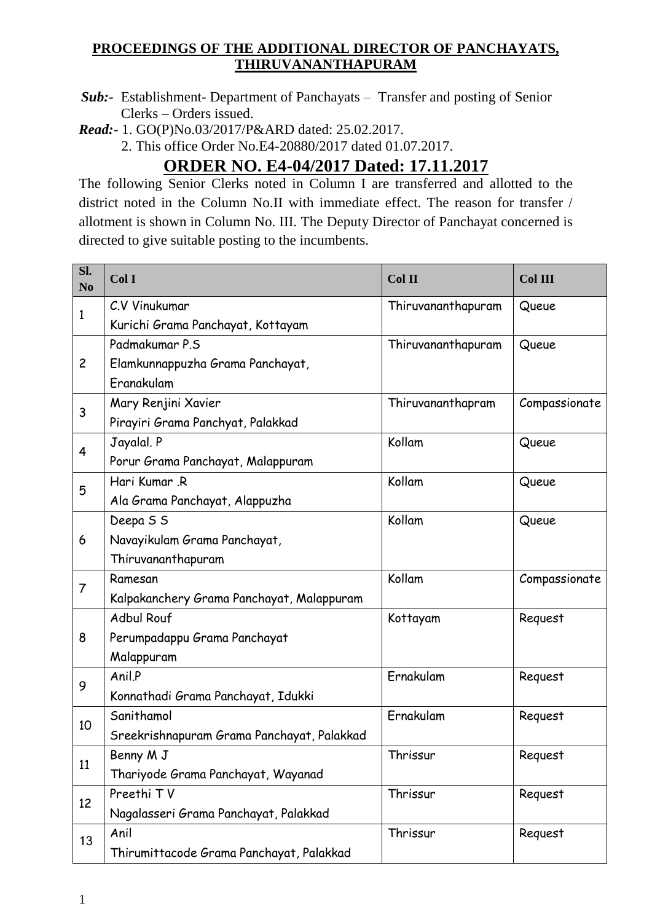**PROCEEDINGS OF THE ADDITIONAL DIRECTOR OF PANCHAYATS, THIRUVANANTHAPURAM**

***Sub:-*** Establishment- Department of Panchayats – Transfer and posting of Senior Clerks – Orders issued.

***Read:-*** 1. GO(P)No.03/2017/P&ARD dated: 25.02.2017.
2. This office Order No.E4-20880/2017 dated 01.07.2017.

## ORDER NO. E4-04/2017 Dated: 17.11.2017

The following Senior Clerks noted in Column I are transferred and allotted to the district noted in the Column No.II with immediate effect. The reason for transfer / allotment is shown in Column No. III. The Deputy Director of Panchayat concerned is directed to give suitable posting to the incumbents.

| Sl. No | Col I | Col II | Col III |
|---|---|---|---|
| 1 | C.V Vinukumar<br>Kurichi Grama Panchayat, Kottayam | Thiruvananthapuram | Queue |
| 2 | Padmakumar P.S<br>Elamkunnappuzha Grama Panchayat, Eranakulam | Thiruvananthapuram | Queue |
| 3 | Mary Renjini Xavier<br>Pirayiri Grama Panchyat, Palakkad | Thiruvananthapram | Compassionate |
| 4 | Jayalal. P<br>Porur Grama Panchayat, Malappuram | Kollam | Queue |
| 5 | Hari Kumar .R<br>Ala Grama Panchayat, Alappuzha | Kollam | Queue |
| 6 | Deepa S S<br>Navayikulam Grama Panchayat, Thiruvananthapuram | Kollam | Queue |
| 7 | Ramesan<br>Kalpakanchery Grama Panchayat, Malappuram | Kollam | Compassionate |
| 8 | Adbul Rouf<br>Perumpadappu Grama Panchayat Malappuram | Kottayam | Request |
| 9 | Anil.P<br>Konnathadi Grama Panchayat, Idukki | Ernakulam | Request |
| 10 | Sanithamol<br>Sreekrishnapuram Grama Panchayat, Palakkad | Ernakulam | Request |
| 11 | Benny M J<br>Thariyode Grama Panchayat, Wayanad | Thrissur | Request |
| 12 | Preethi T V<br>Nagalasseri Grama Panchayat, Palakkad | Thrissur | Request |
| 13 | Anil<br>Thirumittacode Grama Panchayat, Palakkad | Thrissur | Request |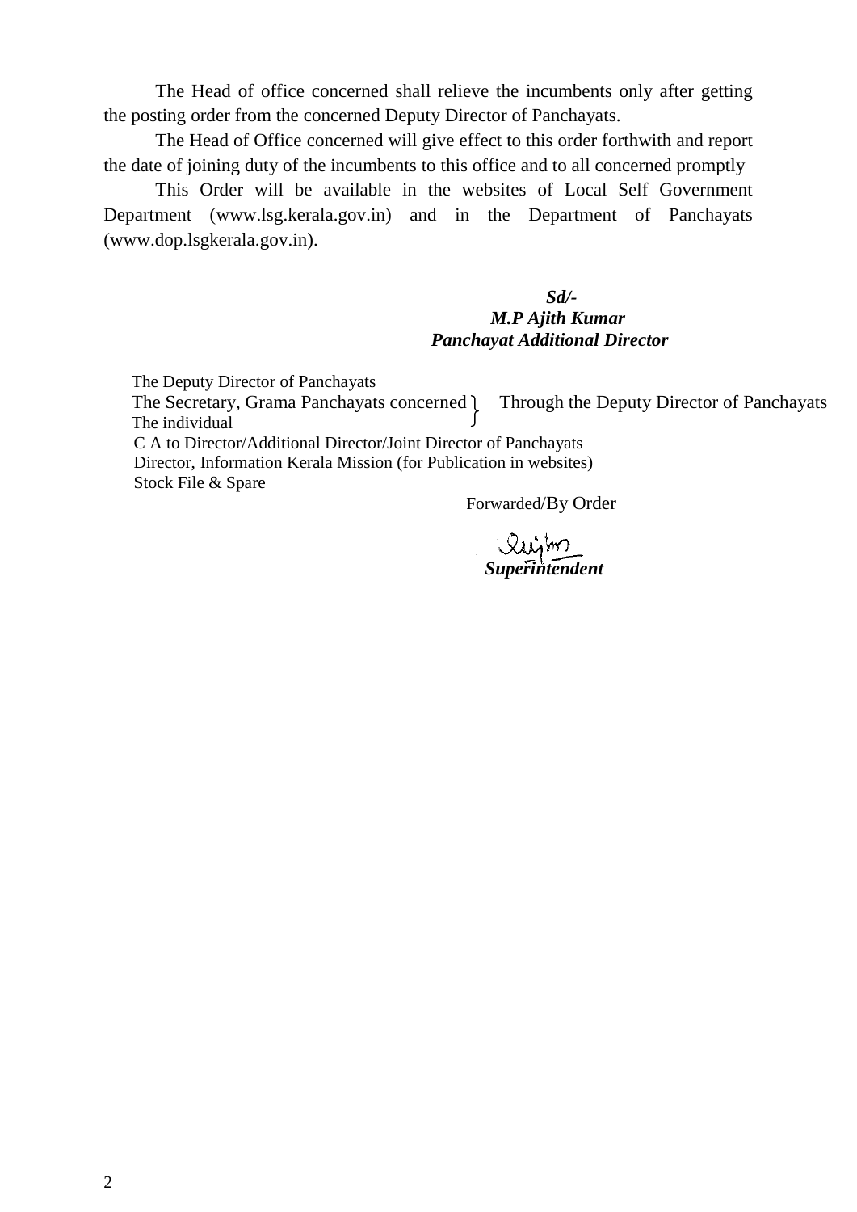The Head of office concerned shall relieve the incumbents only after getting the posting order from the concerned Deputy Director of Panchayats.

The Head of Office concerned will give effect to this order forthwith and report the date of joining duty of the incumbents to this office and to all concerned promptly

This Order will be available in the websites of Local Self Government Department (www.lsg.kerala.gov.in) and in the Department of Panchayats (www.dop.lsgkerala.gov.in).

***Sd/-***
***M.P Ajith Kumar***
***Panchayat Additional Director***

The Deputy Director of Panchayats
The Secretary, Grama Panchayats concerned } Through the Deputy Director of Panchayats
The individual
C A to Director/Additional Director/Joint Director of Panchayats
Director, Information Kerala Mission (for Publication in websites)
Stock File & Spare

Forwarded/By Order

***Superintendent***